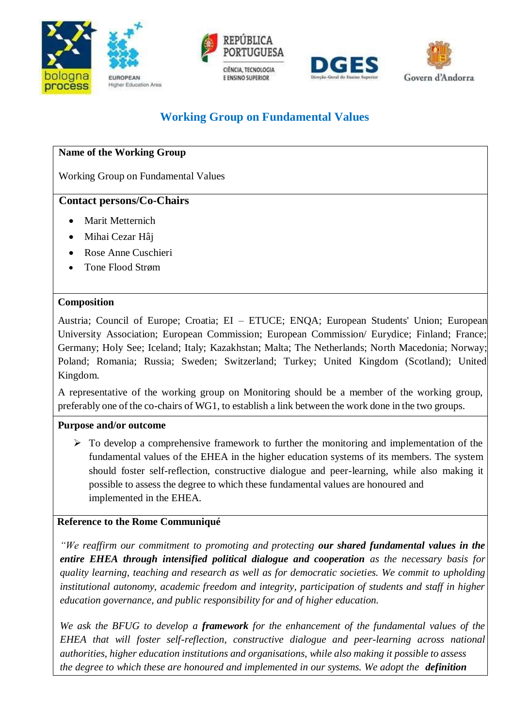# Working Group on Fundamental Values

**Name of the Working Group**

Working Group on Fundamental Values

**Contact persons/Co-Chairs**

- Marit Metternich
- Mihai Cezar Hâj
- Rose Anne Cuschieri
- Tone Flood Strøm

**Composition**

Austria; Council of Europe; Croatia; EI – ETUCE; ENQA; European Students' Union; European University Association; European Commission; European Commission/ Eurydice; Finland; France; Germany; Holy See; Iceland; Italy; Kazakhstan; Malta; The Netherlands; North Macedonia; Norway; Poland; Romania; Russia; Sweden; Switzerland; Turkey; United Kingdom (Scotland); United Kingdom.

A representative of the working group on Monitoring should be a member of the working group, preferably one of the co-chairs of WG1, to establish a link between the work done in the two groups.

**Purpose and/or outcome**

- To develop a comprehensive framework to further the monitoring and implementation of the fundamental values of the EHEA in the higher education systems of its members. The system should foster self-reflection, constructive dialogue and peer-learning, while also making it possible to assess the degree to which these fundamental values are honoured and implemented in the EHEA.

**Reference to the Rome Communiqué**

*"We reaffirm our commitment to promoting and protecting **our shared fundamental values in the entire EHEA through intensified political dialogue and cooperation** as the necessary basis for quality learning, teaching and research as well as for democratic societies. We commit to upholding institutional autonomy, academic freedom and integrity, participation of students and staff in higher education governance, and public responsibility for and of higher education.*

*We ask the BFUG to develop a **framework** for the enhancement of the fundamental values of the EHEA that will foster self-reflection, constructive dialogue and peer-learning across national authorities, higher education institutions and organisations, while also making it possible to assess the degree to which these are honoured and implemented in our systems. We adopt the **definition***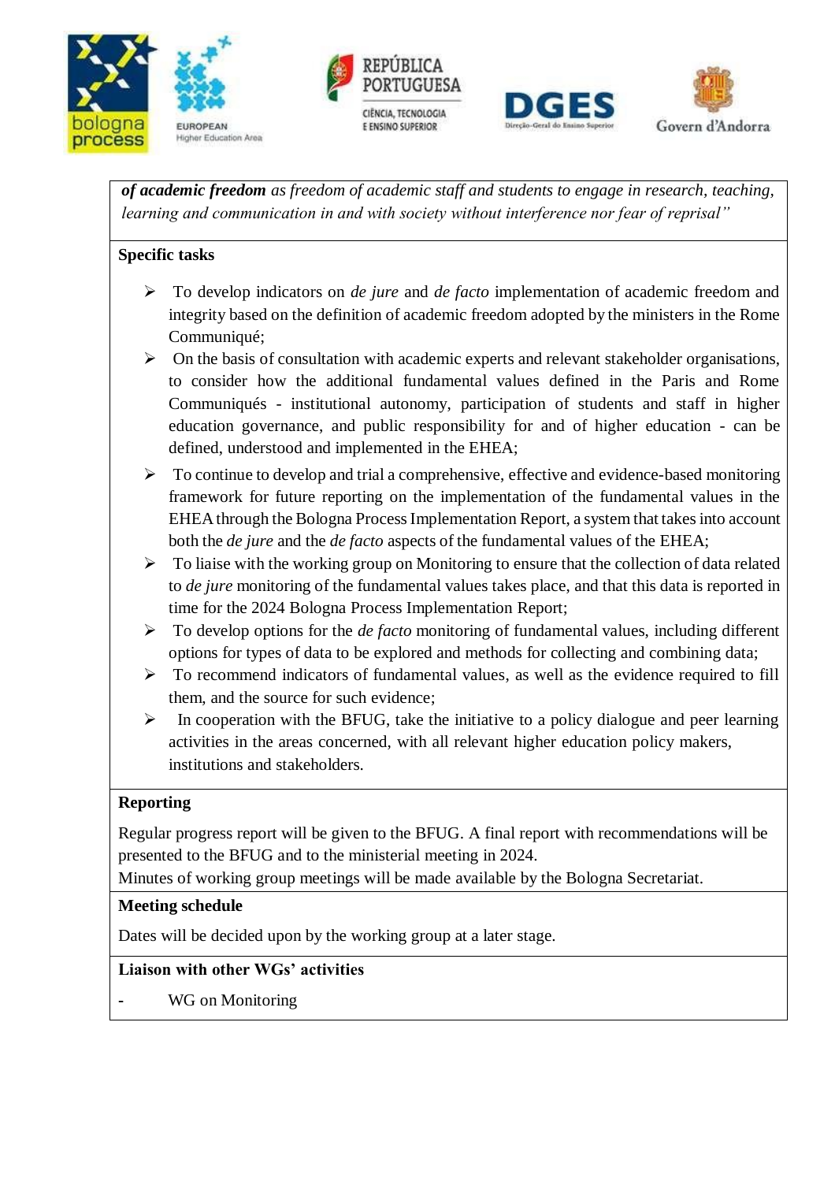***of academic freedom** as freedom of academic staff and students to engage in research, teaching, learning and communication in and with society without interference nor fear of reprisal"*

**Specific tasks**

- To develop indicators on *de jure* and *de facto* implementation of academic freedom and integrity based on the definition of academic freedom adopted by the ministers in the Rome Communiqué;
- On the basis of consultation with academic experts and relevant stakeholder organisations, to consider how the additional fundamental values defined in the Paris and Rome Communiqués - institutional autonomy, participation of students and staff in higher education governance, and public responsibility for and of higher education - can be defined, understood and implemented in the EHEA;
- To continue to develop and trial a comprehensive, effective and evidence-based monitoring framework for future reporting on the implementation of the fundamental values in the EHEA through the Bologna Process Implementation Report, a system that takes into account both the *de jure* and the *de facto* aspects of the fundamental values of the EHEA;
- To liaise with the working group on Monitoring to ensure that the collection of data related to *de jure* monitoring of the fundamental values takes place, and that this data is reported in time for the 2024 Bologna Process Implementation Report;
- To develop options for the *de facto* monitoring of fundamental values, including different options for types of data to be explored and methods for collecting and combining data;
- To recommend indicators of fundamental values, as well as the evidence required to fill them, and the source for such evidence;
- In cooperation with the BFUG, take the initiative to a policy dialogue and peer learning activities in the areas concerned, with all relevant higher education policy makers, institutions and stakeholders.

**Reporting**

Regular progress report will be given to the BFUG. A final report with recommendations will be presented to the BFUG and to the ministerial meeting in 2024.
Minutes of working group meetings will be made available by the Bologna Secretariat.

**Meeting schedule**

Dates will be decided upon by the working group at a later stage.

**Liaison with other WGs' activities**

- WG on Monitoring